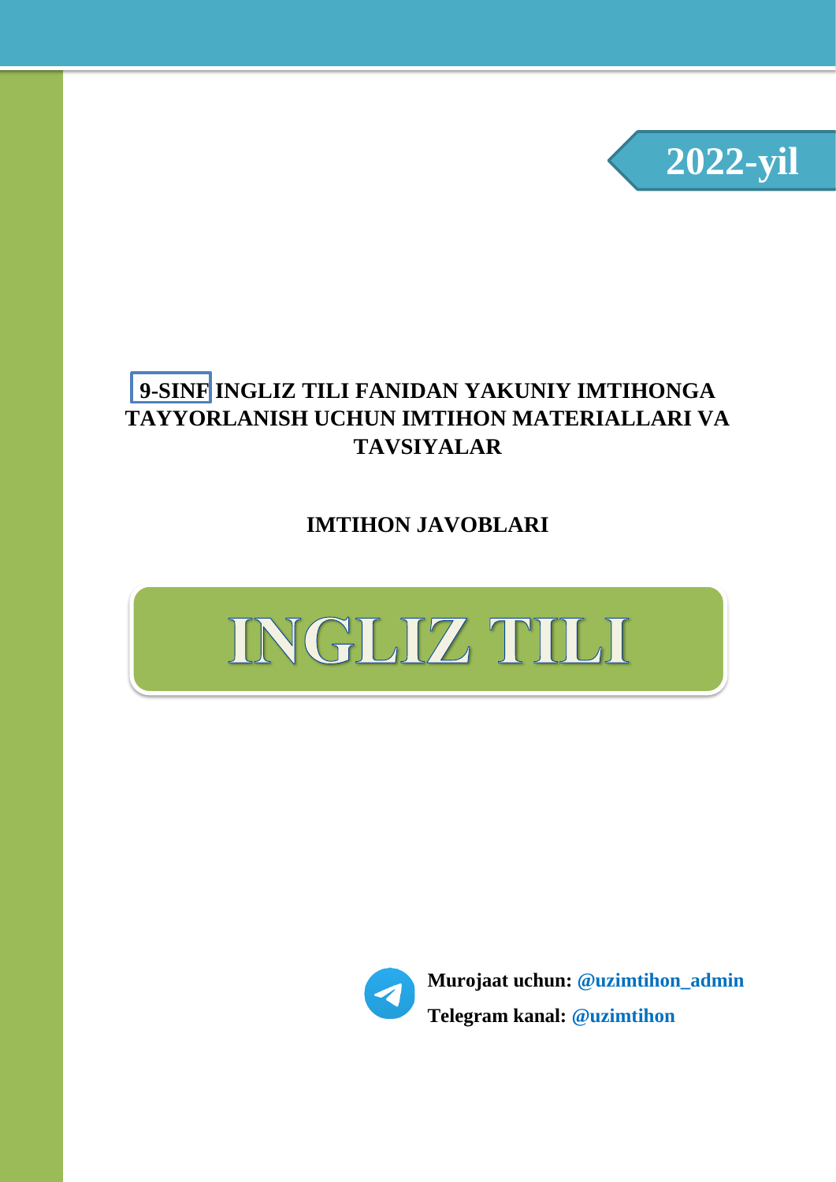**2022-yil**

# 9-SINF INGLIZ TILI FANIDAN YAKUNIY IMTIHONGA TAYYORLANISH UCHUN IMTIHON MATERIALLARI VA TAVSIYALAR

## IMTIHON JAVOBLARI

# INGLIZ TILI

**Murojaat uchun: @uzimtihon_admin**

**Telegram kanal: @uzimtihon**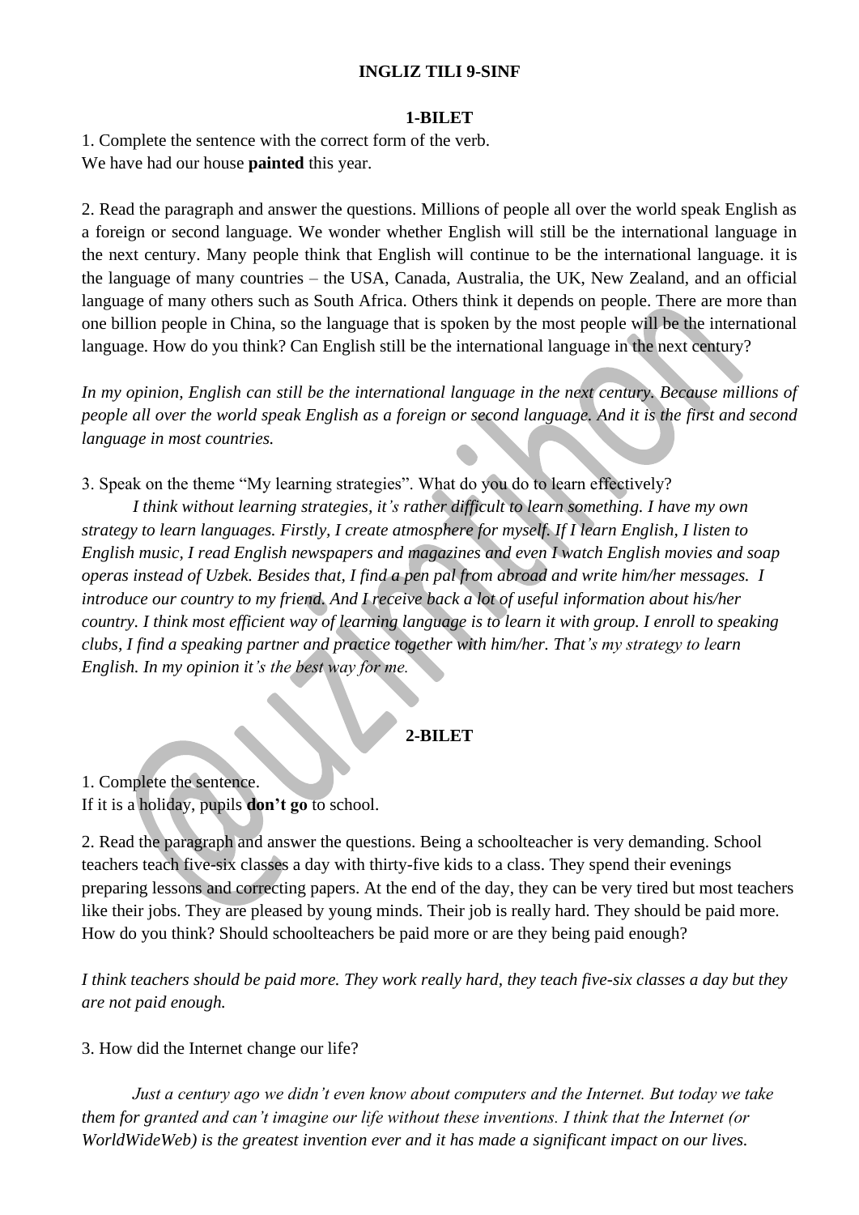**INGLIZ TILI 9-SINF**

**1-BILET**

1. Complete the sentence with the correct form of the verb.
We have had our house **painted** this year.

2. Read the paragraph and answer the questions. Millions of people all over the world speak English as a foreign or second language. We wonder whether English will still be the international language in the next century. Many people think that English will continue to be the international language. it is the language of many countries – the USA, Canada, Australia, the UK, New Zealand, and an official language of many others such as South Africa. Others think it depends on people. There are more than one billion people in China, so the language that is spoken by the most people will be the international language. How do you think? Can English still be the international language in the next century?

*In my opinion, English can still be the international language in the next century. Because millions of people all over the world speak English as a foreign or second language. And it is the first and second language in most countries.*

3. Speak on the theme "My learning strategies". What do you do to learn effectively?

*I think without learning strategies, it's rather difficult to learn something. I have my own strategy to learn languages. Firstly, I create atmosphere for myself. If I learn English, I listen to English music, I read English newspapers and magazines and even I watch English movies and soap operas instead of Uzbek. Besides that, I find a pen pal from abroad and write him/her messages. I introduce our country to my friend. And I receive back a lot of useful information about his/her country. I think most efficient way of learning language is to learn it with group. I enroll to speaking clubs, I find a speaking partner and practice together with him/her. That's my strategy to learn English. In my opinion it's the best way for me.*

**2-BILET**

1. Complete the sentence.
If it is a holiday, pupils **don't go** to school.

2. Read the paragraph and answer the questions. Being a schoolteacher is very demanding. School teachers teach five-six classes a day with thirty-five kids to a class. They spend their evenings preparing lessons and correcting papers. At the end of the day, they can be very tired but most teachers like their jobs. They are pleased by young minds. Their job is really hard. They should be paid more. How do you think? Should schoolteachers be paid more or are they being paid enough?

*I think teachers should be paid more. They work really hard, they teach five-six classes a day but they are not paid enough.*

3. How did the Internet change our life?

*Just a century ago we didn't even know about computers and the Internet. But today we take them for granted and can't imagine our life without these inventions. I think that the Internet (or WorldWideWeb) is the greatest invention ever and it has made a significant impact on our lives.*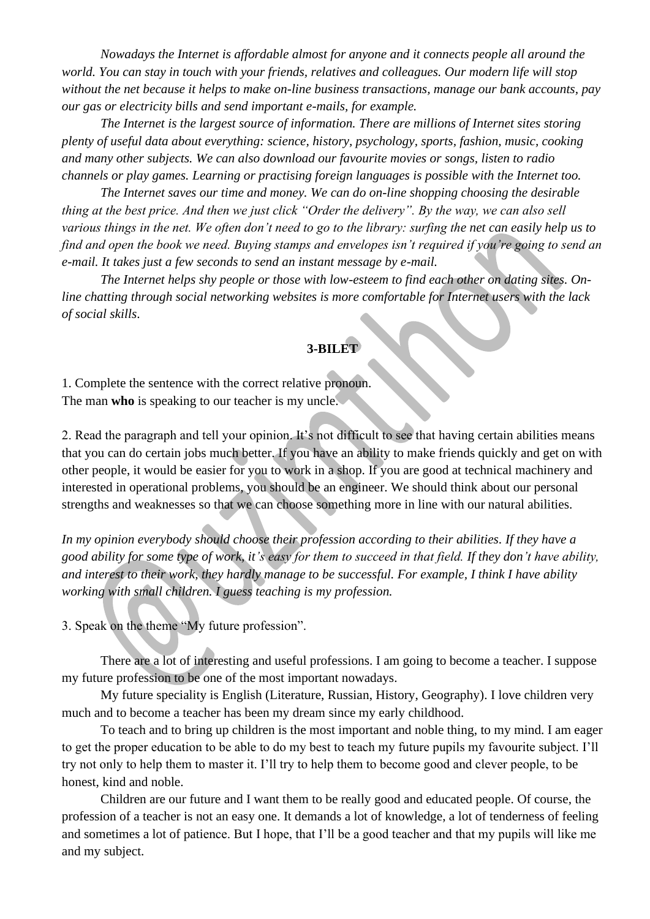*Nowadays the Internet is affordable almost for anyone and it connects people all around the world. You can stay in touch with your friends, relatives and colleagues. Our modern life will stop without the net because it helps to make on-line business transactions, manage our bank accounts, pay our gas or electricity bills and send important e-mails, for example.*

*The Internet is the largest source of information. There are millions of Internet sites storing plenty of useful data about everything: science, history, psychology, sports, fashion, music, cooking and many other subjects. We can also download our favourite movies or songs, listen to radio channels or play games. Learning or practising foreign languages is possible with the Internet too.*

*The Internet saves our time and money. We can do on-line shopping choosing the desirable thing at the best price. And then we just click "Order the delivery". By the way, we can also sell various things in the net. We often don't need to go to the library: surfing the net can easily help us to find and open the book we need. Buying stamps and envelopes isn't required if you're going to send an e-mail. It takes just a few seconds to send an instant message by e-mail.*

*The Internet helps shy people or those with low-esteem to find each other on dating sites. On-line chatting through social networking websites is more comfortable for Internet users with the lack of social skills.*

**3-BILET**

1. Complete the sentence with the correct relative pronoun.
The man **who** is speaking to our teacher is my uncle.

2. Read the paragraph and tell your opinion. It's not difficult to see that having certain abilities means that you can do certain jobs much better. If you have an ability to make friends quickly and get on with other people, it would be easier for you to work in a shop. If you are good at technical machinery and interested in operational problems, you should be an engineer. We should think about our personal strengths and weaknesses so that we can choose something more in line with our natural abilities.

*In my opinion everybody should choose their profession according to their abilities. If they have a good ability for some type of work, it's easy for them to succeed in that field. If they don't have ability, and interest to their work, they hardly manage to be successful. For example, I think I have ability working with small children. I guess teaching is my profession.*

3. Speak on the theme "My future profession".

There are a lot of interesting and useful professions. I am going to become a teacher. I suppose my future profession to be one of the most important nowadays.

My future speciality is English (Literature, Russian, History, Geography). I love children very much and to become a teacher has been my dream since my early childhood.

To teach and to bring up children is the most important and noble thing, to my mind. I am eager to get the proper education to be able to do my best to teach my future pupils my favourite subject. I'll try not only to help them to master it. I'll try to help them to become good and clever people, to be honest, kind and noble.

Children are our future and I want them to be really good and educated people. Of course, the profession of a teacher is not an easy one. It demands a lot of knowledge, a lot of tenderness of feeling and sometimes a lot of patience. But I hope, that I'll be a good teacher and that my pupils will like me and my subject.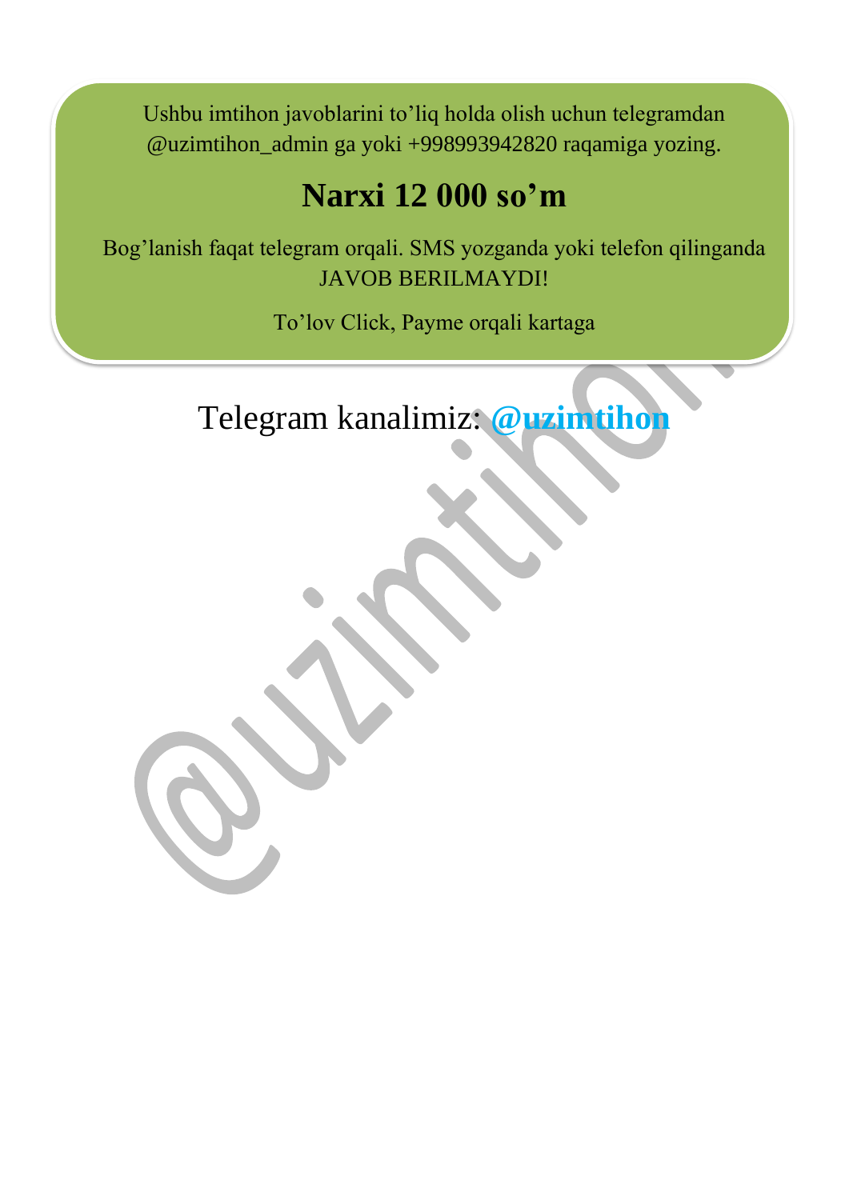Ushbu imtihon javoblarini to'liq holda olish uchun telegramdan @uzimtihon_admin ga yoki +998993942820 raqamiga yozing.

## Narxi 12 000 so'm

Bog'lanish faqat telegram orqali. SMS yozganda yoki telefon qilinganda JAVOB BERILMAYDI!

To'lov Click, Payme orqali kartaga

Telegram kanalimiz: **@uzimtihon**